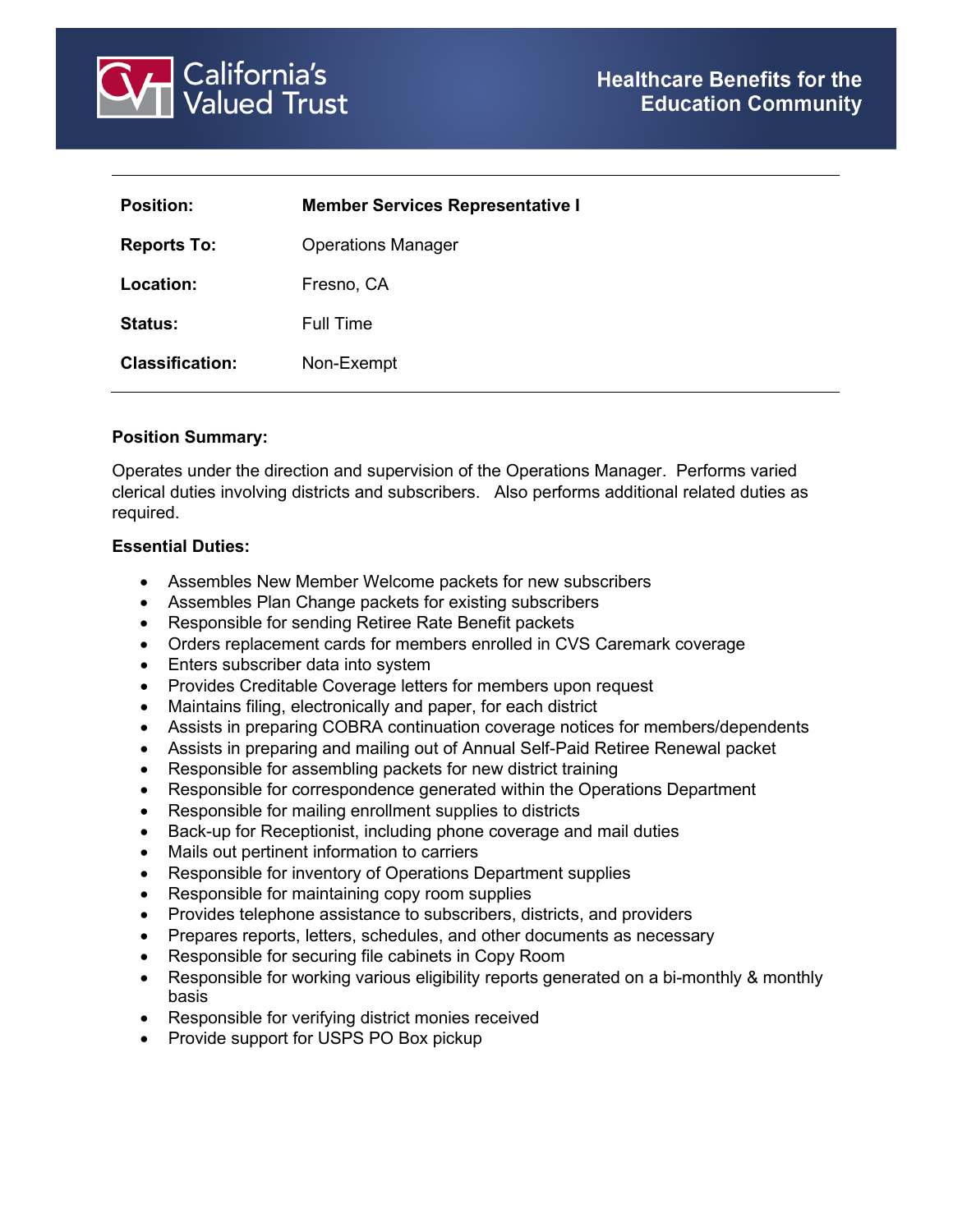California's Valued Trust

Healthcare Benefits for the Education Community

| | |
|---|---|
| **Position:** | **Member Services Representative I** |
| **Reports To:** | Operations Manager |
| **Location:** | Fresno, CA |
| **Status:** | Full Time |
| **Classification:** | Non-Exempt |

**Position Summary:**

Operates under the direction and supervision of the Operations Manager. Performs varied clerical duties involving districts and subscribers. Also performs additional related duties as required.

**Essential Duties:**

- Assembles New Member Welcome packets for new subscribers
- Assembles Plan Change packets for existing subscribers
- Responsible for sending Retiree Rate Benefit packets
- Orders replacement cards for members enrolled in CVS Caremark coverage
- Enters subscriber data into system
- Provides Creditable Coverage letters for members upon request
- Maintains filing, electronically and paper, for each district
- Assists in preparing COBRA continuation coverage notices for members/dependents
- Assists in preparing and mailing out of Annual Self-Paid Retiree Renewal packet
- Responsible for assembling packets for new district training
- Responsible for correspondence generated within the Operations Department
- Responsible for mailing enrollment supplies to districts
- Back-up for Receptionist, including phone coverage and mail duties
- Mails out pertinent information to carriers
- Responsible for inventory of Operations Department supplies
- Responsible for maintaining copy room supplies
- Provides telephone assistance to subscribers, districts, and providers
- Prepares reports, letters, schedules, and other documents as necessary
- Responsible for securing file cabinets in Copy Room
- Responsible for working various eligibility reports generated on a bi-monthly & monthly basis
- Responsible for verifying district monies received
- Provide support for USPS PO Box pickup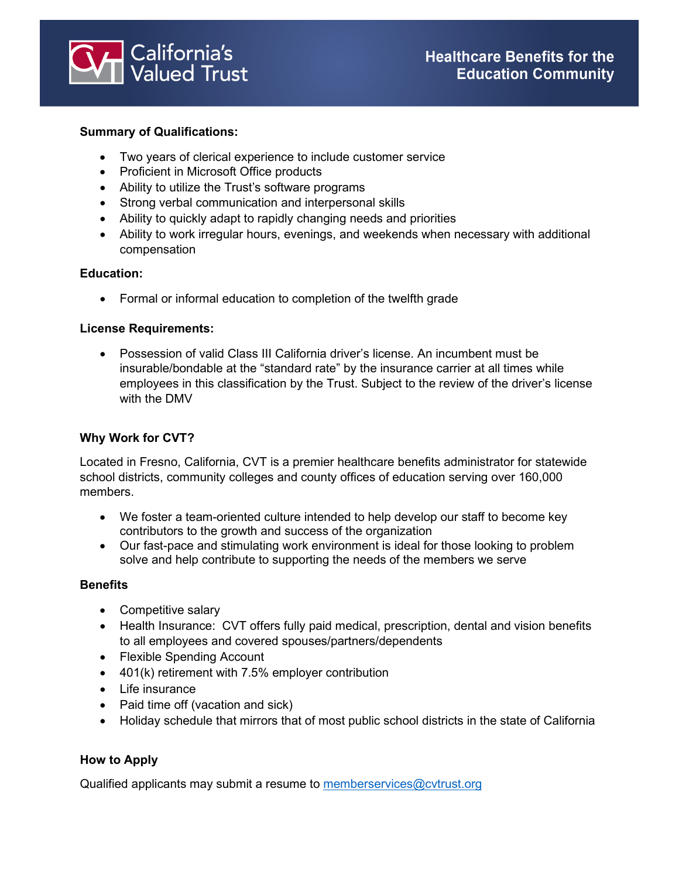**Summary of Qualifications:**

- Two years of clerical experience to include customer service
- Proficient in Microsoft Office products
- Ability to utilize the Trust's software programs
- Strong verbal communication and interpersonal skills
- Ability to quickly adapt to rapidly changing needs and priorities
- Ability to work irregular hours, evenings, and weekends when necessary with additional compensation

**Education:**

- Formal or informal education to completion of the twelfth grade

**License Requirements:**

- Possession of valid Class III California driver's license. An incumbent must be insurable/bondable at the "standard rate" by the insurance carrier at all times while employees in this classification by the Trust. Subject to the review of the driver's license with the DMV

**Why Work for CVT?**

Located in Fresno, California, CVT is a premier healthcare benefits administrator for statewide school districts, community colleges and county offices of education serving over 160,000 members.

- We foster a team-oriented culture intended to help develop our staff to become key contributors to the growth and success of the organization
- Our fast-pace and stimulating work environment is ideal for those looking to problem solve and help contribute to supporting the needs of the members we serve

**Benefits**

- Competitive salary
- Health Insurance: CVT offers fully paid medical, prescription, dental and vision benefits to all employees and covered spouses/partners/dependents
- Flexible Spending Account
- 401(k) retirement with 7.5% employer contribution
- Life insurance
- Paid time off (vacation and sick)
- Holiday schedule that mirrors that of most public school districts in the state of California

**How to Apply**

Qualified applicants may submit a resume to memberservices@cvtrust.org